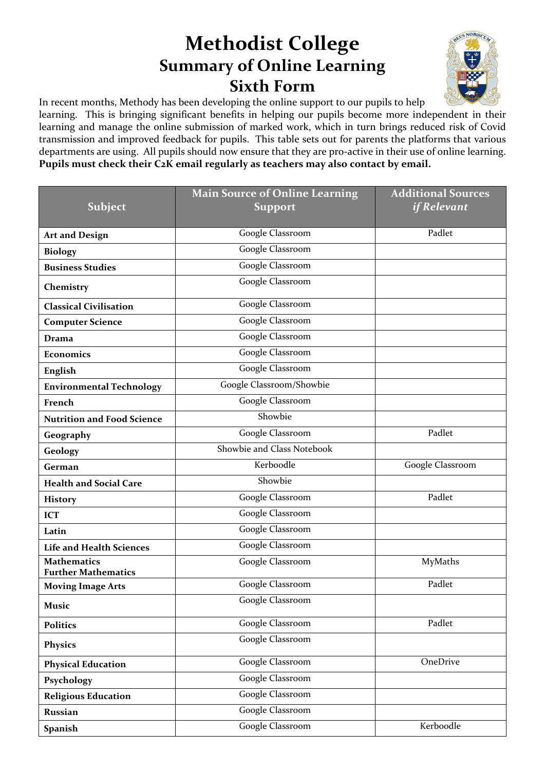# Methodist College
## Summary of Online Learning
## Sixth Form

In recent months, Methody has been developing the online support to our pupils to help learning. This is bringing significant benefits in helping our pupils become more independent in their learning and manage the online submission of marked work, which in turn brings reduced risk of Covid transmission and improved feedback for pupils. This table sets out for parents the platforms that various departments are using. All pupils should now ensure that they are pro-active in their use of online learning. **Pupils must check their C2K email regularly as teachers may also contact by email.**

| Subject | Main Source of Online Learning Support | Additional Sources *if Relevant* |
|---|---|---|
| **Art and Design** | Google Classroom | Padlet |
| **Biology** | Google Classroom | |
| **Business Studies** | Google Classroom | |
| **Chemistry** | Google Classroom | |
| **Classical Civilisation** | Google Classroom | |
| **Computer Science** | Google Classroom | |
| **Drama** | Google Classroom | |
| **Economics** | Google Classroom | |
| **English** | Google Classroom | |
| **Environmental Technology** | Google Classroom/Showbie | |
| **French** | Google Classroom | |
| **Nutrition and Food Science** | Showbie | |
| **Geography** | Google Classroom | Padlet |
| **Geology** | Showbie and Class Notebook | |
| **German** | Kerboodle | Google Classroom |
| **Health and Social Care** | Showbie | |
| **History** | Google Classroom | Padlet |
| **ICT** | Google Classroom | |
| **Latin** | Google Classroom | |
| **Life and Health Sciences** | Google Classroom | |
| **Mathematics<br>Further Mathematics** | Google Classroom | MyMaths |
| **Moving Image Arts** | Google Classroom | Padlet |
| **Music** | Google Classroom | |
| **Politics** | Google Classroom | Padlet |
| **Physics** | Google Classroom | |
| **Physical Education** | Google Classroom | OneDrive |
| **Psychology** | Google Classroom | |
| **Religious Education** | Google Classroom | |
| **Russian** | Google Classroom | |
| **Spanish** | Google Classroom | Kerboodle |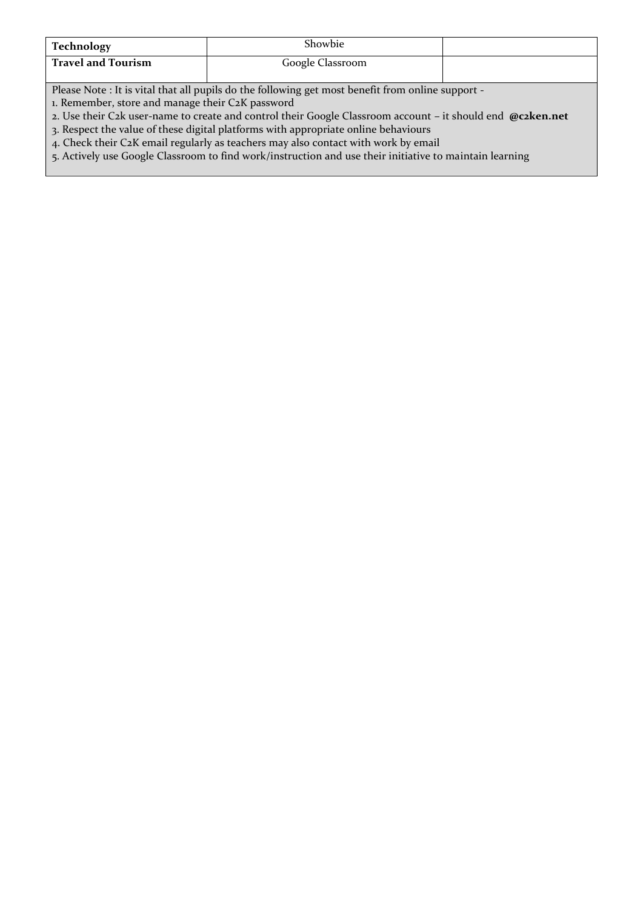| | | |
|---|---|---|
| **Technology** | Showbie | |
| **Travel and Tourism** | Google Classroom | |

Please Note : It is vital that all pupils do the following get most benefit from online support -
1. Remember, store and manage their C2K password
2. Use their C2k user-name to create and control their Google Classroom account – it should end **@c2ken.net**
3. Respect the value of these digital platforms with appropriate online behaviours
4. Check their C2K email regularly as teachers may also contact with work by email
5. Actively use Google Classroom to find work/instruction and use their initiative to maintain learning